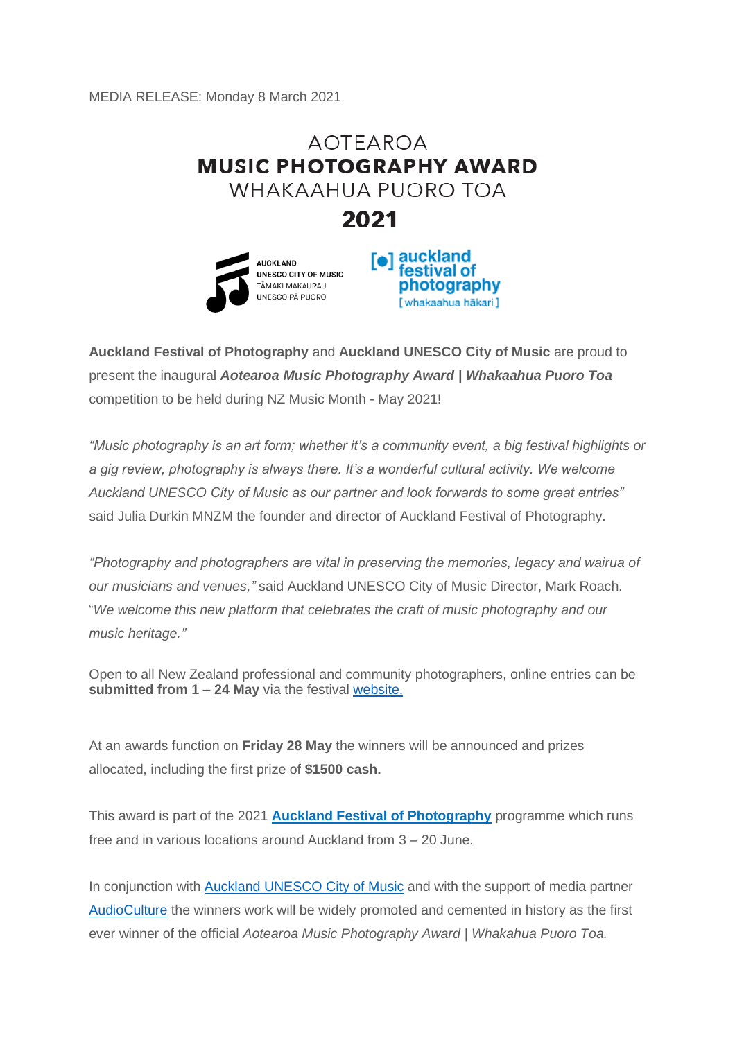MEDIA RELEASE: Monday 8 March 2021

# AOTEAROA
# MUSIC PHOTOGRAPHY AWARD
# WHAKAAHUA PUORO TOA
# 2021

AUCKLAND
UNESCO CITY OF MUSIC
TĀMAKI MAKAURAU
UNESCO PĀ PUORO

auckland festival of photography
[ whakaahua hākari ]

**Auckland Festival of Photography** and **Auckland UNESCO City of Music** are proud to present the inaugural ***Aotearoa Music Photography Award | Whakaahua Puoro Toa*** competition to be held during NZ Music Month - May 2021!

*"Music photography is an art form; whether it's a community event, a big festival highlights or a gig review, photography is always there. It's a wonderful cultural activity. We welcome Auckland UNESCO City of Music as our partner and look forwards to some great entries"* said Julia Durkin MNZM the founder and director of Auckland Festival of Photography.

*"Photography and photographers are vital in preserving the memories, legacy and wairua of our musicians and venues,"* said Auckland UNESCO City of Music Director, Mark Roach. "*We welcome this new platform that celebrates the craft of music photography and our music heritage."*

Open to all New Zealand professional and community photographers, online entries can be **submitted from 1 – 24 May** via the festival website.

At an awards function on **Friday 28 May** the winners will be announced and prizes allocated, including the first prize of **$1500 cash.**

This award is part of the 2021 **Auckland Festival of Photography** programme which runs free and in various locations around Auckland from 3 – 20 June.

In conjunction with Auckland UNESCO City of Music and with the support of media partner AudioCulture the winners work will be widely promoted and cemented in history as the first ever winner of the official *Aotearoa Music Photography Award | Whakahua Puoro Toa.*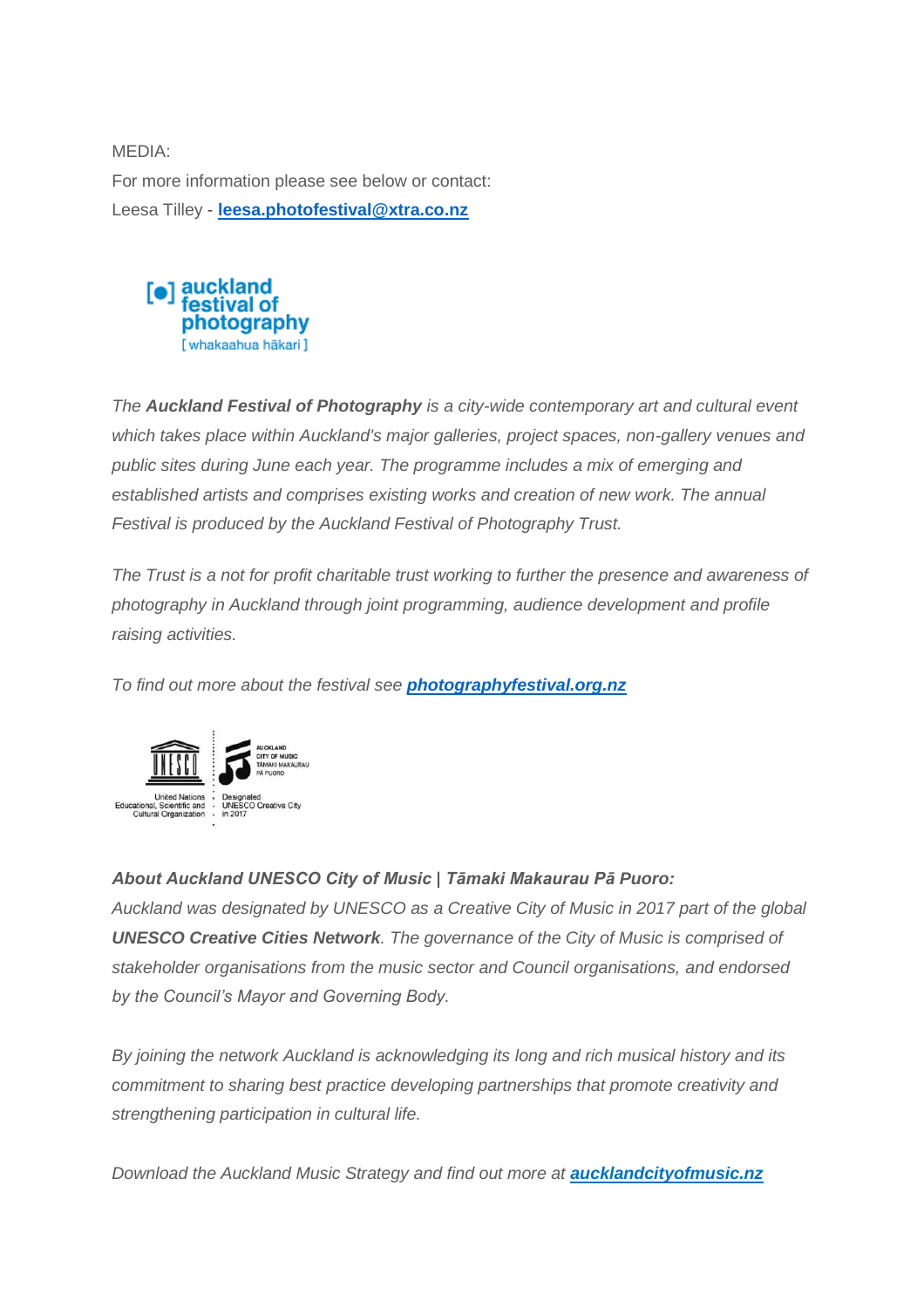MEDIA:

For more information please see below or contact:

Leesa Tilley - **leesa.photofestival@xtra.co.nz**

*The **Auckland Festival of Photography** is a city-wide contemporary art and cultural event which takes place within Auckland's major galleries, project spaces, non-gallery venues and public sites during June each year. The programme includes a mix of emerging and established artists and comprises existing works and creation of new work. The annual Festival is produced by the Auckland Festival of Photography Trust.*

*The Trust is a not for profit charitable trust working to further the presence and awareness of photography in Auckland through joint programming, audience development and profile raising activities.*

*To find out more about the festival see **photographyfestival.org.nz***

***About Auckland UNESCO City of Music | Tāmaki Makaurau Pā Puoro:***

*Auckland was designated by UNESCO as a Creative City of Music in 2017 part of the global **UNESCO Creative Cities Network**. The governance of the City of Music is comprised of stakeholder organisations from the music sector and Council organisations, and endorsed by the Council's Mayor and Governing Body.*

*By joining the network Auckland is acknowledging its long and rich musical history and its commitment to sharing best practice developing partnerships that promote creativity and strengthening participation in cultural life.*

*Download the Auckland Music Strategy and find out more at **aucklandcityofmusic.nz***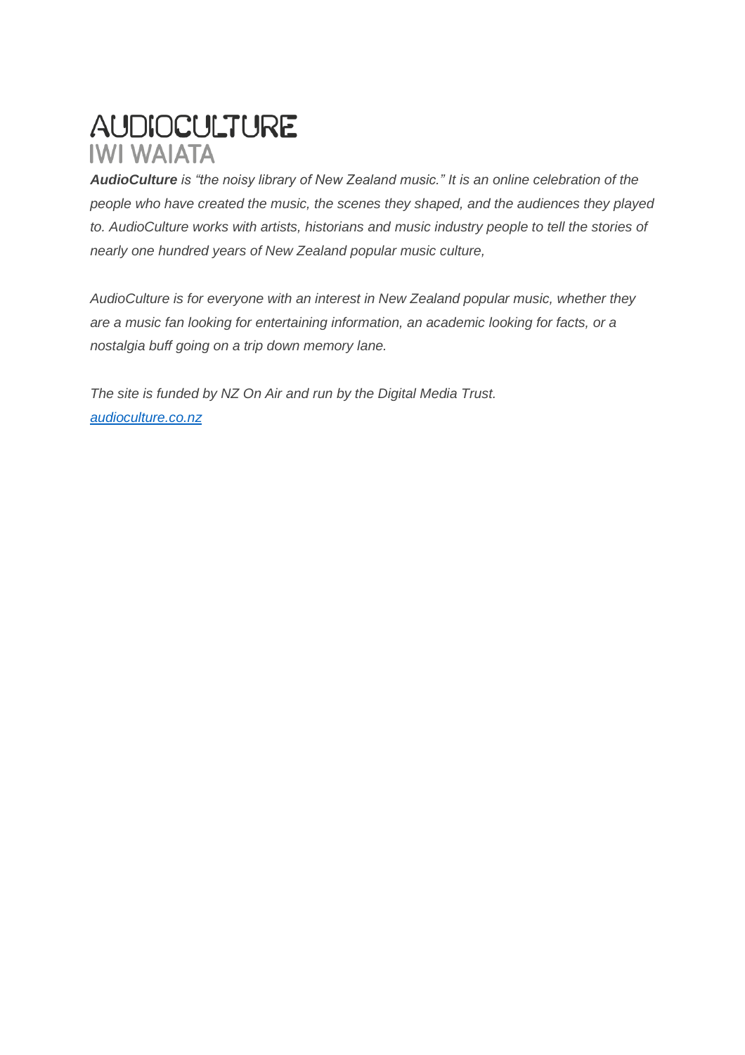# AUDIOCULTURE
## IWI WAIATA

***AudioCulture** is "the noisy library of New Zealand music." It is an online celebration of the people who have created the music, the scenes they shaped, and the audiences they played to. AudioCulture works with artists, historians and music industry people to tell the stories of nearly one hundred years of New Zealand popular music culture,*

*AudioCulture is for everyone with an interest in New Zealand popular music, whether they are a music fan looking for entertaining information, an academic looking for facts, or a nostalgia buff going on a trip down memory lane.*

*The site is funded by NZ On Air and run by the Digital Media Trust.*
*[audioculture.co.nz](https://audioculture.co.nz)*